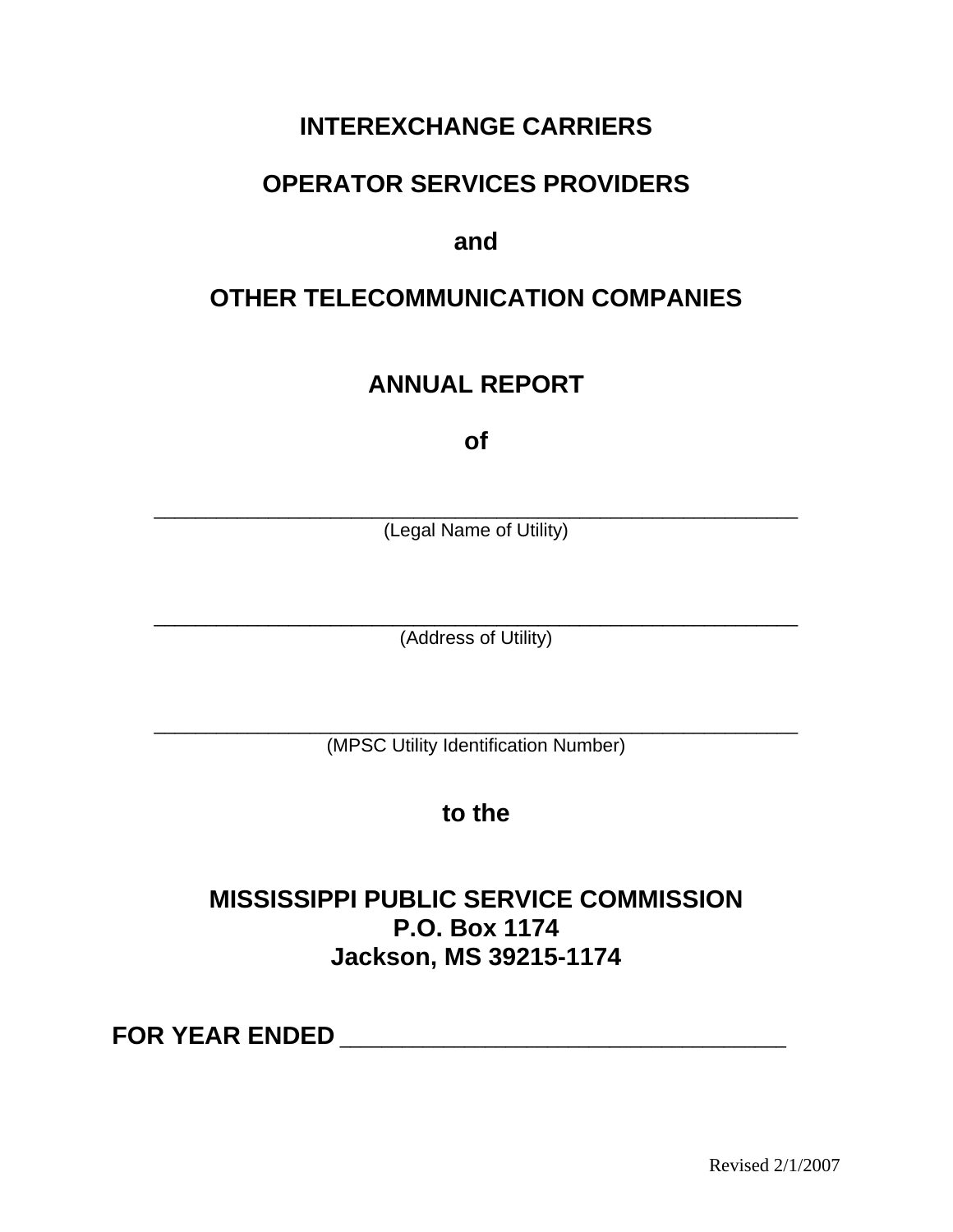# INTEREXCHANGE CARRIERS

# OPERATOR SERVICES PROVIDERS

# and

# OTHER TELECOMMUNICATION COMPANIES

## ANNUAL REPORT

## of

\_\_\_\_\_\_\_\_\_\_\_\_\_\_\_\_\_\_\_\_\_\_\_\_\_\_\_\_\_\_\_\_\_\_\_\_\_\_\_\_\_\_\_\_\_\_\_\_\_\_\_\_\_\_\_\_

(Legal Name of Utility)

\_\_\_\_\_\_\_\_\_\_\_\_\_\_\_\_\_\_\_\_\_\_\_\_\_\_\_\_\_\_\_\_\_\_\_\_\_\_\_\_\_\_\_\_\_\_\_\_\_\_\_\_\_\_\_\_

(Address of Utility)

\_\_\_\_\_\_\_\_\_\_\_\_\_\_\_\_\_\_\_\_\_\_\_\_\_\_\_\_\_\_\_\_\_\_\_\_\_\_\_\_\_\_\_\_\_\_\_\_\_\_\_\_\_\_\_\_

(MPSC Utility Identification Number)

## to the

## MISSISSIPPI PUBLIC SERVICE COMMISSION
**P.O. Box 1174**
**Jackson, MS 39215-1174**

**FOR YEAR ENDED** \_\_\_\_\_\_\_\_\_\_\_\_\_\_\_\_\_\_\_\_\_\_\_\_\_\_\_\_\_\_\_\_\_\_\_\_\_\_\_\_

Revised 2/1/2007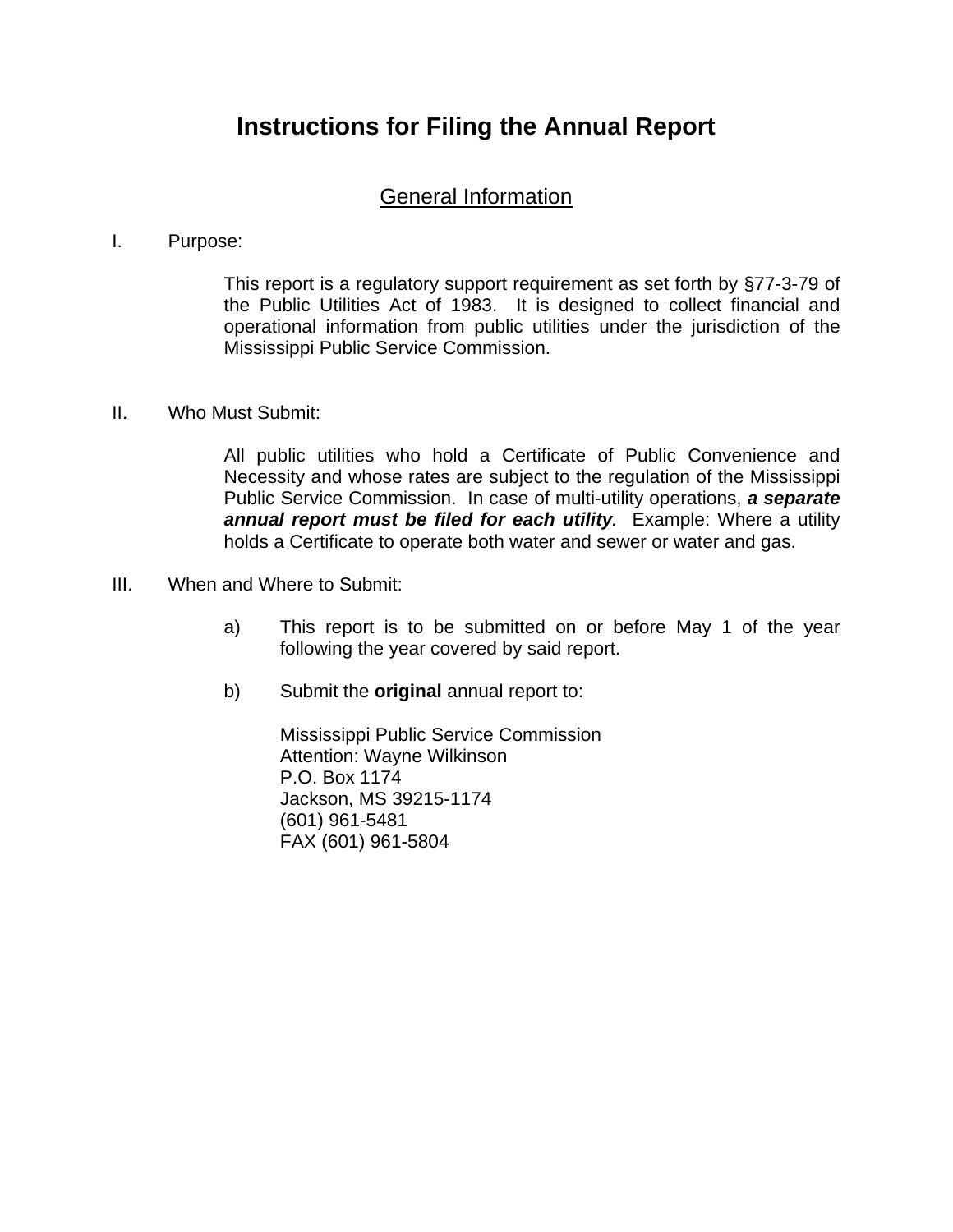# Instructions for Filing the Annual Report

## General Information

I. Purpose:

This report is a regulatory support requirement as set forth by §77-3-79 of the Public Utilities Act of 1983. It is designed to collect financial and operational information from public utilities under the jurisdiction of the Mississippi Public Service Commission.

II. Who Must Submit:

All public utilities who hold a Certificate of Public Convenience and Necessity and whose rates are subject to the regulation of the Mississippi Public Service Commission. In case of multi-utility operations, ***a separate annual report must be filed for each utility***. Example: Where a utility holds a Certificate to operate both water and sewer or water and gas.

III. When and Where to Submit:

a) This report is to be submitted on or before May 1 of the year following the year covered by said report.

b) Submit the **original** annual report to:

Mississippi Public Service Commission
Attention: Wayne Wilkinson
P.O. Box 1174
Jackson, MS 39215-1174
(601) 961-5481
FAX (601) 961-5804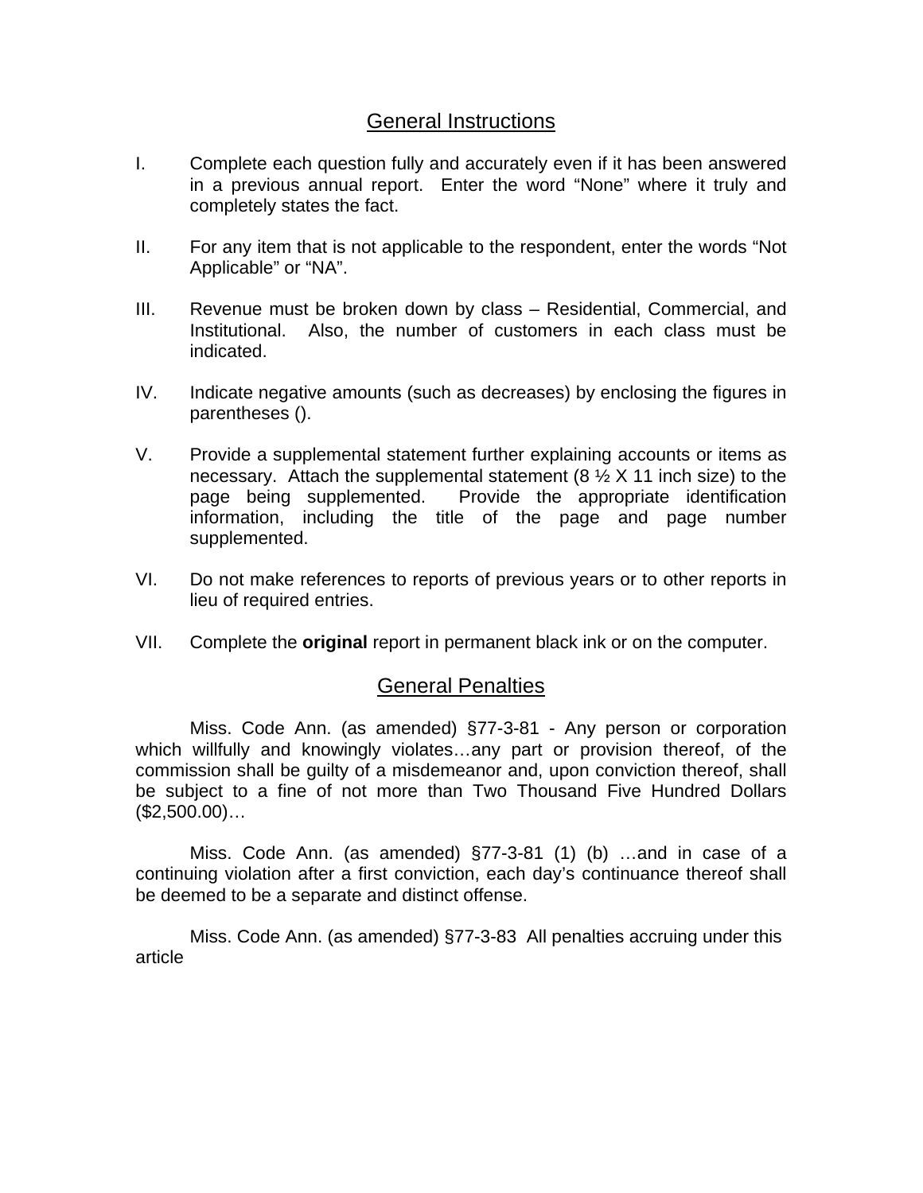## General Instructions

I. Complete each question fully and accurately even if it has been answered in a previous annual report. Enter the word "None" where it truly and completely states the fact.

II. For any item that is not applicable to the respondent, enter the words "Not Applicable" or "NA".

III. Revenue must be broken down by class – Residential, Commercial, and Institutional. Also, the number of customers in each class must be indicated.

IV. Indicate negative amounts (such as decreases) by enclosing the figures in parentheses ().

V. Provide a supplemental statement further explaining accounts or items as necessary. Attach the supplemental statement (8 ½ X 11 inch size) to the page being supplemented. Provide the appropriate identification information, including the title of the page and page number supplemented.

VI. Do not make references to reports of previous years or to other reports in lieu of required entries.

VII. Complete the **original** report in permanent black ink or on the computer.

## General Penalties

Miss. Code Ann. (as amended) §77-3-81 - Any person or corporation which willfully and knowingly violates…any part or provision thereof, of the commission shall be guilty of a misdemeanor and, upon conviction thereof, shall be subject to a fine of not more than Two Thousand Five Hundred Dollars ($2,500.00)…

Miss. Code Ann. (as amended) §77-3-81 (1) (b) …and in case of a continuing violation after a first conviction, each day's continuance thereof shall be deemed to be a separate and distinct offense.

Miss. Code Ann. (as amended) §77-3-83 All penalties accruing under this article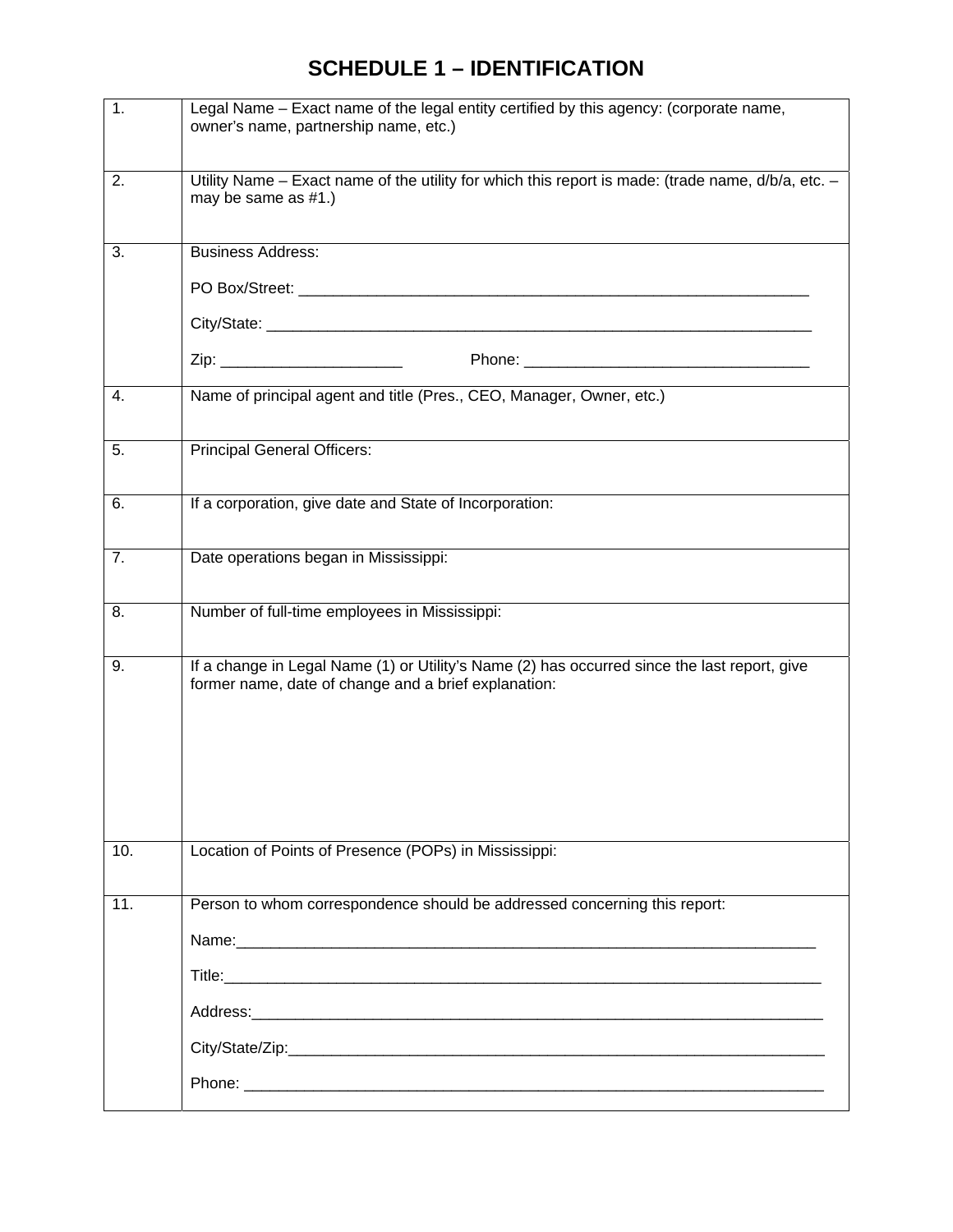# SCHEDULE 1 – IDENTIFICATION

| | |
|---|---|
| 1. | Legal Name – Exact name of the legal entity certified by this agency: (corporate name, owner's name, partnership name, etc.) |
| 2. | Utility Name – Exact name of the utility for which this report is made: (trade name, d/b/a, etc. – may be same as #1.) |
| 3. | Business Address:<br><br>PO Box/Street: ______________________________________________________________<br><br>City/State: _________________________________________________________________<br><br>Zip: _____________________ Phone: __________________________________ |
| 4. | Name of principal agent and title (Pres., CEO, Manager, Owner, etc.) |
| 5. | Principal General Officers: |
| 6. | If a corporation, give date and State of Incorporation: |
| 7. | Date operations began in Mississippi: |
| 8. | Number of full-time employees in Mississippi: |
| 9. | If a change in Legal Name (1) or Utility's Name (2) has occurred since the last report, give former name, date of change and a brief explanation: |
| 10. | Location of Points of Presence (POPs) in Mississippi: |
| 11. | Person to whom correspondence should be addressed concerning this report:<br><br>Name:_______________________________________________________________________<br><br>Title:________________________________________________________________________<br><br>Address:_____________________________________________________________________<br><br>City/State/Zip:________________________________________________________________<br><br>Phone: ______________________________________________________________________ |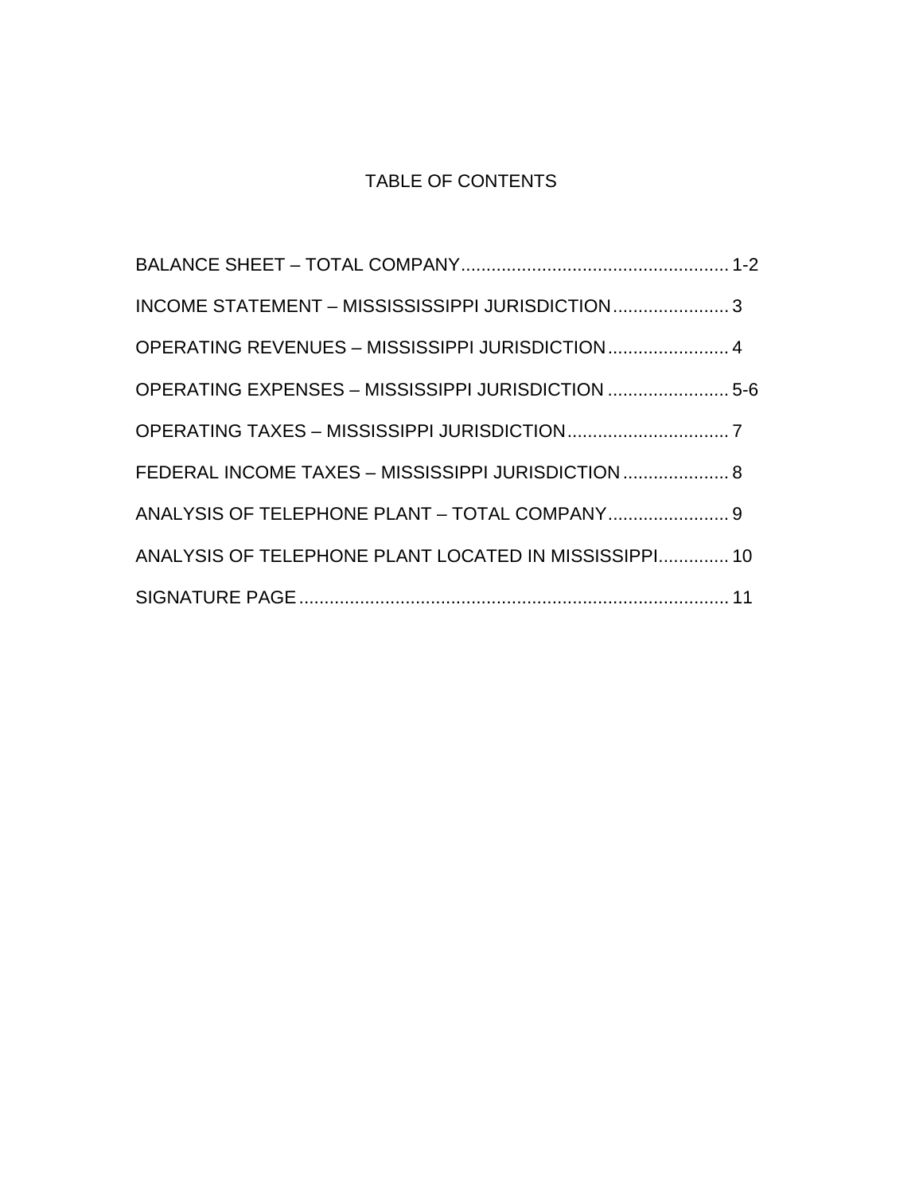# TABLE OF CONTENTS

BALANCE SHEET – TOTAL COMPANY..................................................... 1-2

INCOME STATEMENT – MISSISSISSIPPI JURISDICTION....................... 3

OPERATING REVENUES – MISSISSIPPI JURISDICTION........................ 4

OPERATING EXPENSES – MISSISSIPPI JURISDICTION ........................ 5-6

OPERATING TAXES – MISSISSIPPI JURISDICTION................................ 7

FEDERAL INCOME TAXES – MISSISSIPPI JURISDICTION ..................... 8

ANALYSIS OF TELEPHONE PLANT – TOTAL COMPANY........................ 9

ANALYSIS OF TELEPHONE PLANT LOCATED IN MISSISSIPPI.............. 10

SIGNATURE PAGE ..................................................................................... 11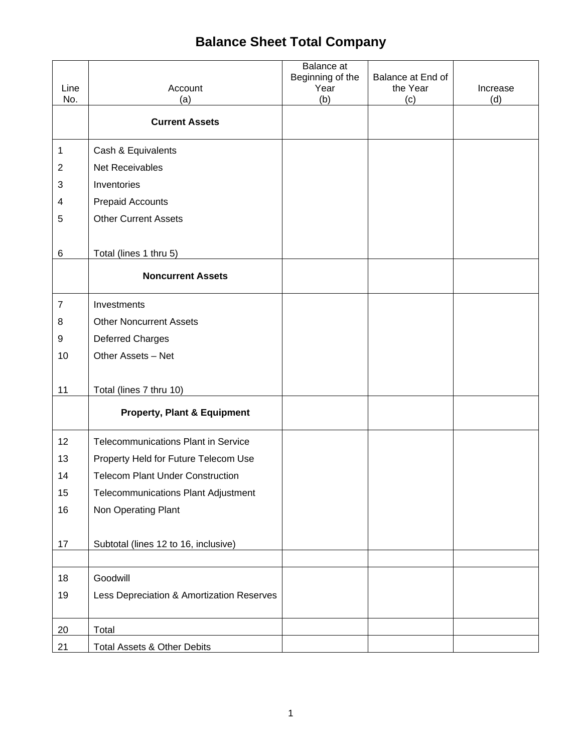# Balance Sheet Total Company

| Line No. | Account (a) | Balance at Beginning of the Year (b) | Balance at End of the Year (c) | Increase (d) |
|---|---|---|---|---|
| | **Current Assets** | | | |
| 1 | Cash & Equivalents | | | |
| 2 | Net Receivables | | | |
| 3 | Inventories | | | |
| 4 | Prepaid Accounts | | | |
| 5 | Other Current Assets | | | |
| 6 | Total (lines 1 thru 5) | | | |
| | **Noncurrent Assets** | | | |
| 7 | Investments | | | |
| 8 | Other Noncurrent Assets | | | |
| 9 | Deferred Charges | | | |
| 10 | Other Assets – Net | | | |
| 11 | Total (lines 7 thru 10) | | | |
| | **Property, Plant & Equipment** | | | |
| 12 | Telecommunications Plant in Service | | | |
| 13 | Property Held for Future Telecom Use | | | |
| 14 | Telecom Plant Under Construction | | | |
| 15 | Telecommunications Plant Adjustment | | | |
| 16 | Non Operating Plant | | | |
| 17 | Subtotal (lines 12 to 16, inclusive) | | | |
| | | | | |
| 18 | Goodwill | | | |
| 19 | Less Depreciation & Amortization Reserves | | | |
| 20 | Total | | | |
| 21 | Total Assets & Other Debits | | | |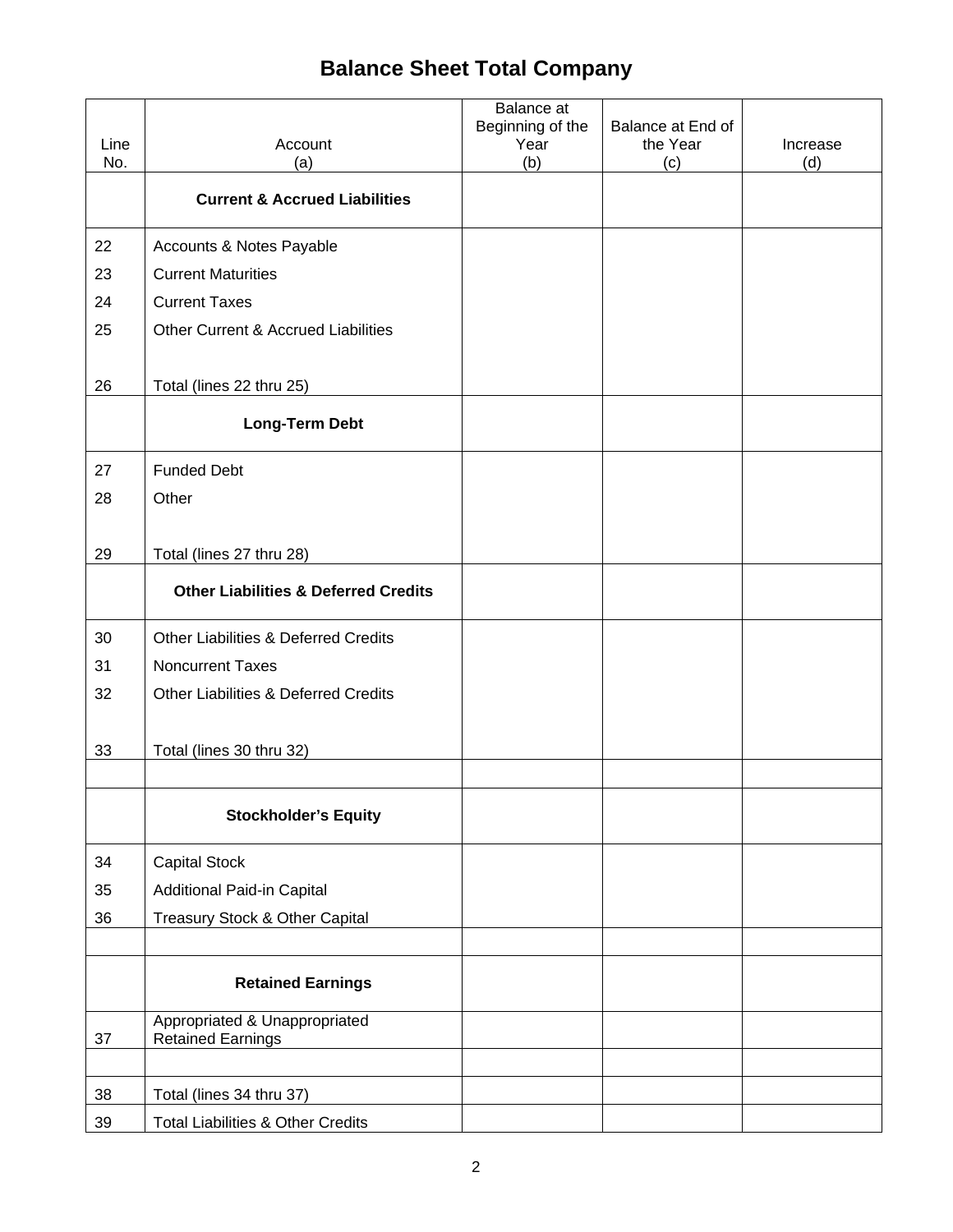# Balance Sheet Total Company

| Line No. | Account (a) | Balance at Beginning of the Year (b) | Balance at End of the Year (c) | Increase (d) |
|---|---|---|---|---|
| | **Current & Accrued Liabilities** | | | |
| 22 | Accounts & Notes Payable | | | |
| 23 | Current Maturities | | | |
| 24 | Current Taxes | | | |
| 25 | Other Current & Accrued Liabilities | | | |
| 26 | Total (lines 22 thru 25) | | | |
| | **Long-Term Debt** | | | |
| 27 | Funded Debt | | | |
| 28 | Other | | | |
| 29 | Total (lines 27 thru 28) | | | |
| | **Other Liabilities & Deferred Credits** | | | |
| 30 | Other Liabilities & Deferred Credits | | | |
| 31 | Noncurrent Taxes | | | |
| 32 | Other Liabilities & Deferred Credits | | | |
| 33 | Total (lines 30 thru 32) | | | |
| | | | | |
| | **Stockholder's Equity** | | | |
| 34 | Capital Stock | | | |
| 35 | Additional Paid-in Capital | | | |
| 36 | Treasury Stock & Other Capital | | | |
| | | | | |
| | **Retained Earnings** | | | |
| 37 | Appropriated & Unappropriated Retained Earnings | | | |
| | | | | |
| 38 | Total (lines 34 thru 37) | | | |
| 39 | Total Liabilities & Other Credits | | | |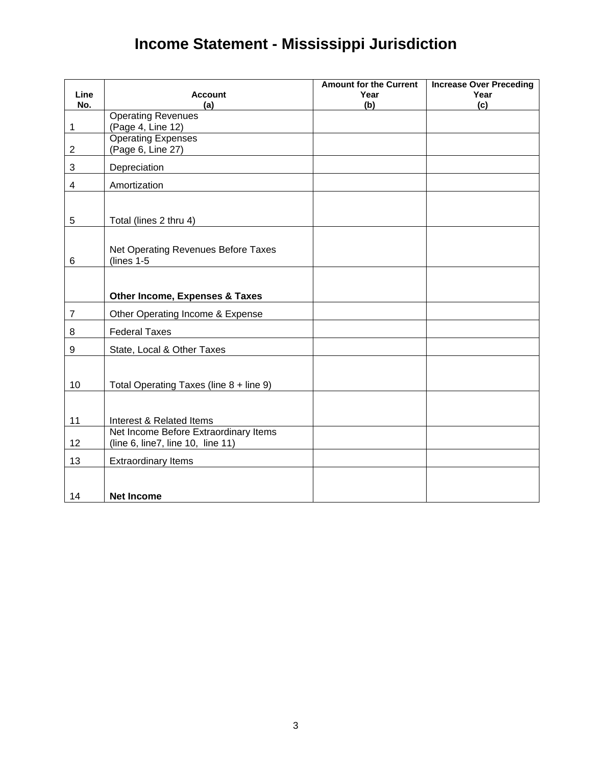# Income Statement - Mississippi Jurisdiction

| Line No. | Account (a) | Amount for the Current Year (b) | Increase Over Preceding Year (c) |
|---|---|---|---|
| 1 | Operating Revenues (Page 4, Line 12) | | |
| 2 | Operating Expenses (Page 6, Line 27) | | |
| 3 | Depreciation | | |
| 4 | Amortization | | |
| 5 | Total (lines 2 thru 4) | | |
| 6 | Net Operating Revenues Before Taxes (lines 1-5 | | |
| | **Other Income, Expenses & Taxes** | | |
| 7 | Other Operating Income & Expense | | |
| 8 | Federal Taxes | | |
| 9 | State, Local & Other Taxes | | |
| 10 | Total Operating Taxes (line 8 + line 9) | | |
| 11 | Interest & Related Items | | |
| 12 | Net Income Before Extraordinary Items (line 6, line7, line 10, line 11) | | |
| 13 | Extraordinary Items | | |
| 14 | **Net Income** | | |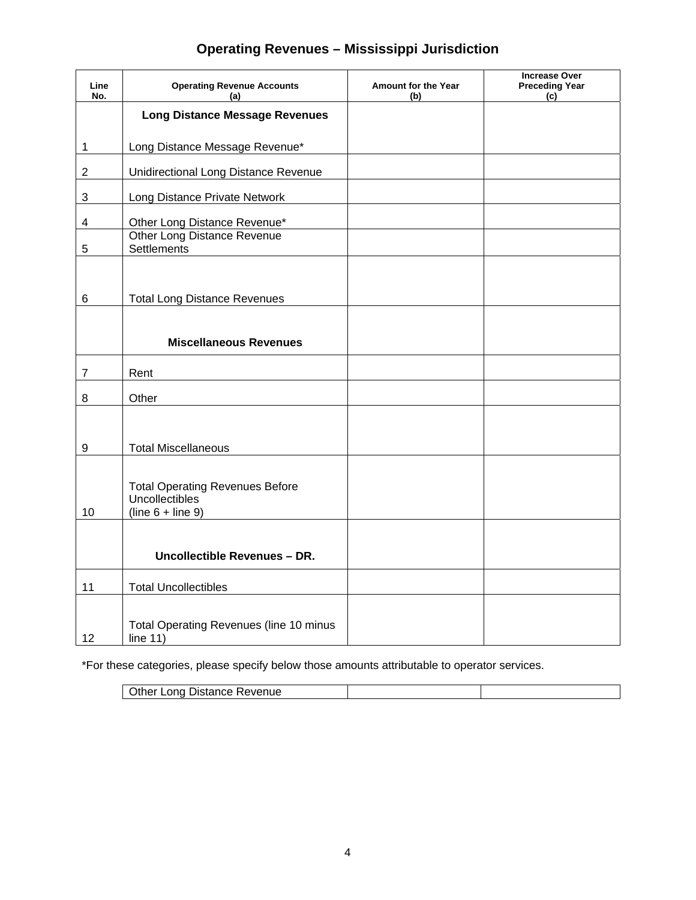# Operating Revenues – Mississippi Jurisdiction

| Line No. | Operating Revenue Accounts (a) | Amount for the Year (b) | Increase Over Preceding Year (c) |
|---|---|---|---|
| | **Long Distance Message Revenues** | | |
| 1 | Long Distance Message Revenue* | | |
| 2 | Unidirectional Long Distance Revenue | | |
| 3 | Long Distance Private Network | | |
| 4 | Other Long Distance Revenue* | | |
| 5 | Other Long Distance Revenue Settlements | | |
| 6 | Total Long Distance Revenues | | |
| | **Miscellaneous Revenues** | | |
| 7 | Rent | | |
| 8 | Other | | |
| 9 | Total Miscellaneous | | |
| 10 | Total Operating Revenues Before Uncollectibles (line 6 + line 9) | | |
| | **Uncollectible Revenues – DR.** | | |
| 11 | Total Uncollectibles | | |
| 12 | Total Operating Revenues (line 10 minus line 11) | | |

*For these categories, please specify below those amounts attributable to operator services.

| | | |
|---|---|---|
| Other Long Distance Revenue | | |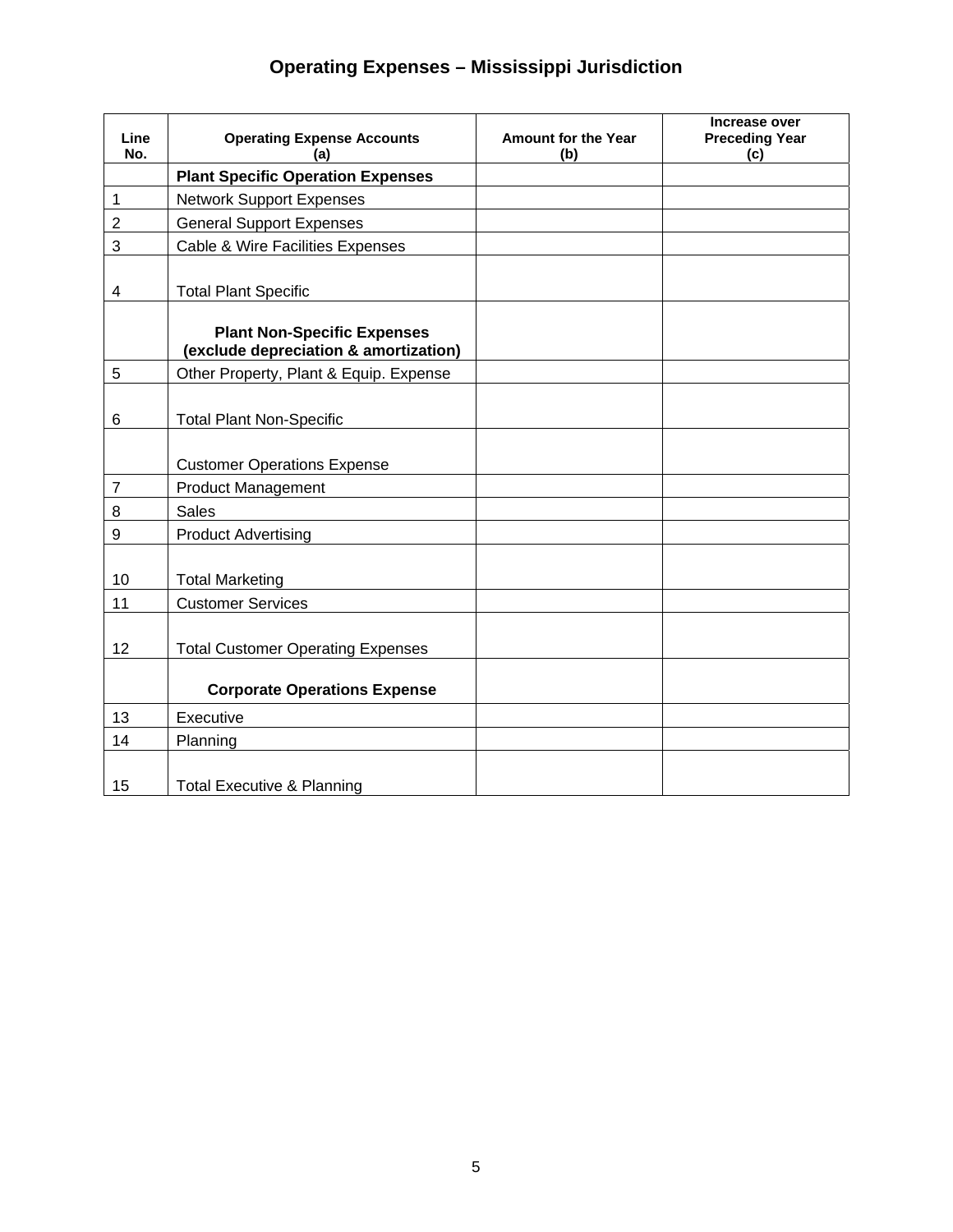# Operating Expenses – Mississippi Jurisdiction

| Line No. | Operating Expense Accounts (a) | Amount for the Year (b) | Increase over Preceding Year (c) |
|---|---|---|---|
| | **Plant Specific Operation Expenses** | | |
| 1 | Network Support Expenses | | |
| 2 | General Support Expenses | | |
| 3 | Cable & Wire Facilities Expenses | | |
| 4 | Total Plant Specific | | |
| | **Plant Non-Specific Expenses (exclude depreciation & amortization)** | | |
| 5 | Other Property, Plant & Equip. Expense | | |
| 6 | Total Plant Non-Specific | | |
| | Customer Operations Expense | | |
| 7 | Product Management | | |
| 8 | Sales | | |
| 9 | Product Advertising | | |
| 10 | Total Marketing | | |
| 11 | Customer Services | | |
| 12 | Total Customer Operating Expenses | | |
| | **Corporate Operations Expense** | | |
| 13 | Executive | | |
| 14 | Planning | | |
| 15 | Total Executive & Planning | | |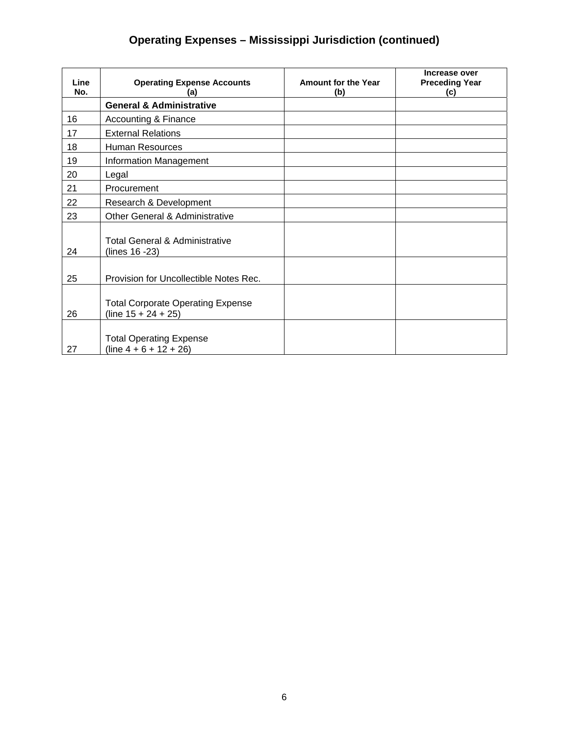# Operating Expenses – Mississippi Jurisdiction (continued)

| Line No. | Operating Expense Accounts (a) | Amount for the Year (b) | Increase over Preceding Year (c) |
|---|---|---|---|
| | **General & Administrative** | | |
| 16 | Accounting & Finance | | |
| 17 | External Relations | | |
| 18 | Human Resources | | |
| 19 | Information Management | | |
| 20 | Legal | | |
| 21 | Procurement | | |
| 22 | Research & Development | | |
| 23 | Other General & Administrative | | |
| 24 | Total General & Administrative (lines 16 -23) | | |
| 25 | Provision for Uncollectible Notes Rec. | | |
| 26 | Total Corporate Operating Expense (line 15 + 24 + 25) | | |
| 27 | Total Operating Expense (line 4 + 6 + 12 + 26) | | |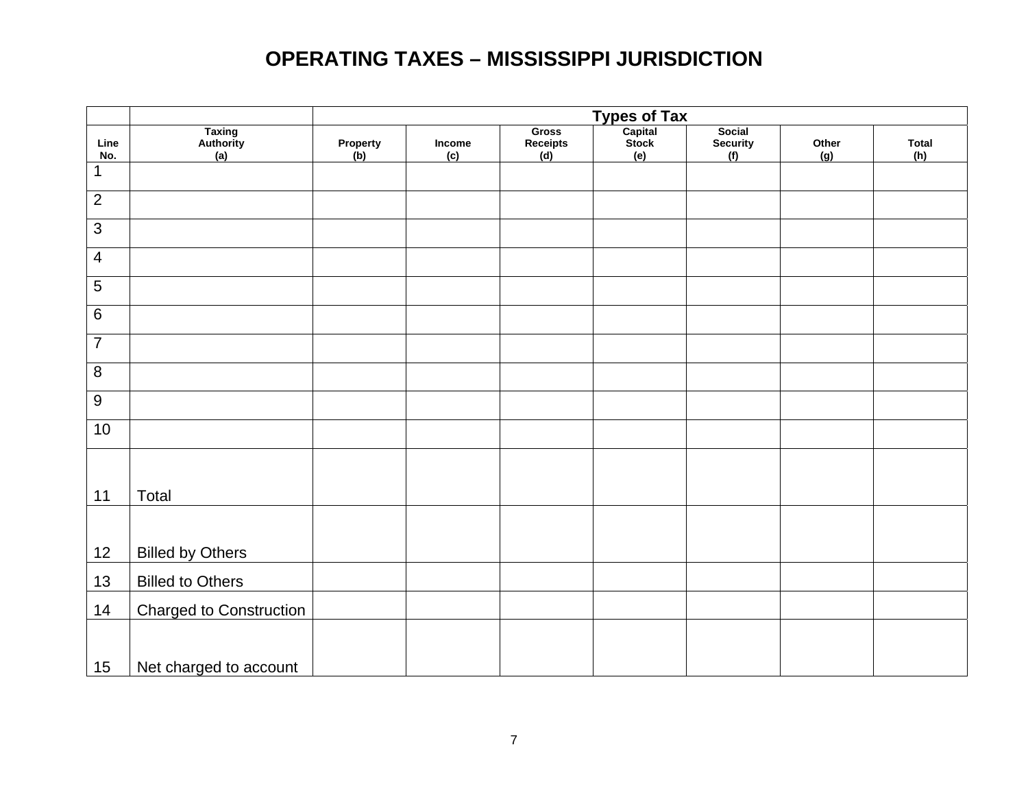# OPERATING TAXES – MISSISSIPPI JURISDICTION

| | | Types of Tax | | | | | | |
|---|---|---|---|---|---|---|---|---|
| Line No. | Taxing Authority (a) | Property (b) | Income (c) | Gross Receipts (d) | Capital Stock (e) | Social Security (f) | Other (g) | Total (h) |
| 1 | | | | | | | | |
| 2 | | | | | | | | |
| 3 | | | | | | | | |
| 4 | | | | | | | | |
| 5 | | | | | | | | |
| 6 | | | | | | | | |
| 7 | | | | | | | | |
| 8 | | | | | | | | |
| 9 | | | | | | | | |
| 10 | | | | | | | | |
| 11 | Total | | | | | | | |
| 12 | Billed by Others | | | | | | | |
| 13 | Billed to Others | | | | | | | |
| 14 | Charged to Construction | | | | | | | |
| 15 | Net charged to account | | | | | | | |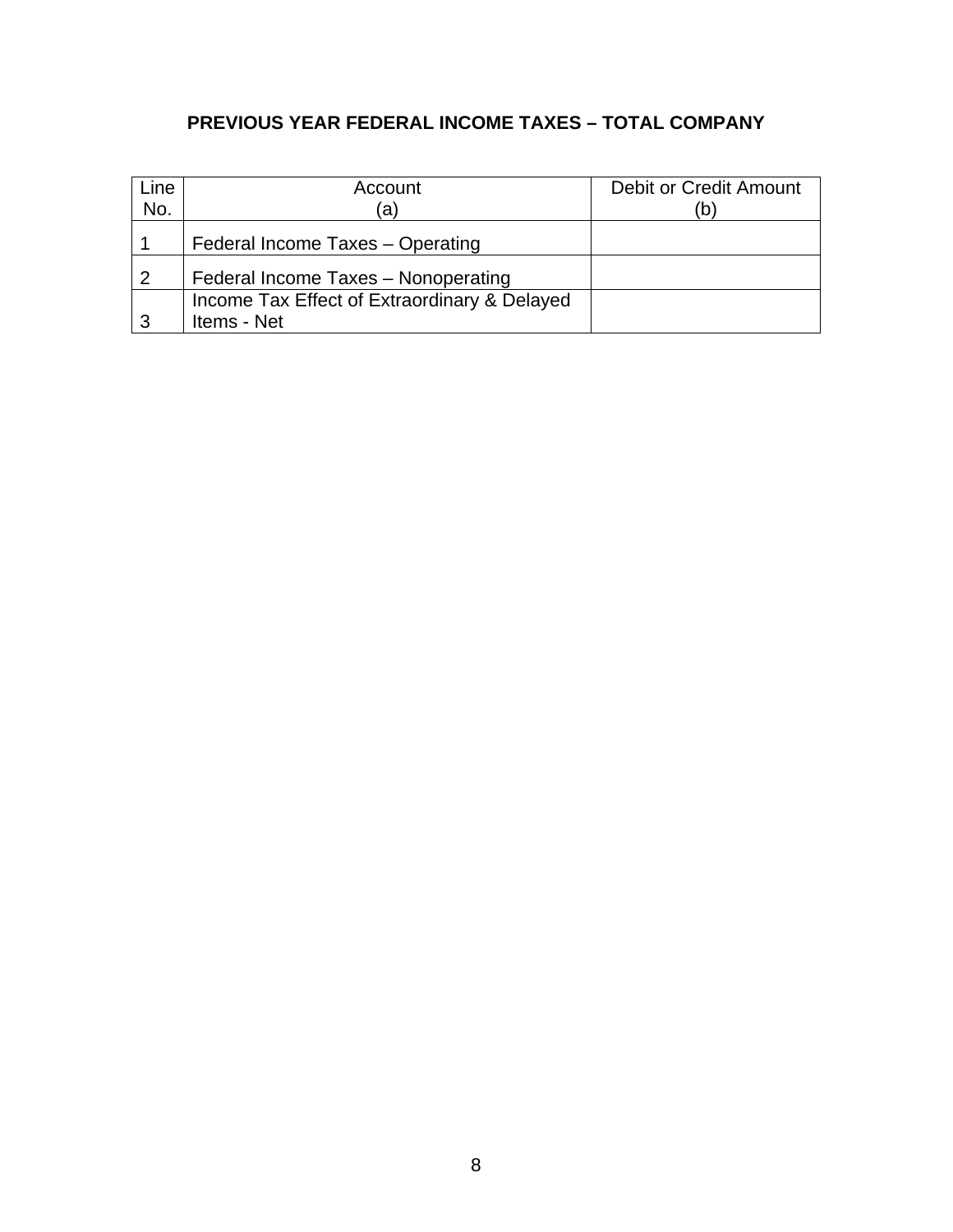# PREVIOUS YEAR FEDERAL INCOME TAXES – TOTAL COMPANY

| Line No. | Account (a) | Debit or Credit Amount (b) |
|---|---|---|
| 1 | Federal Income Taxes – Operating | |
| 2 | Federal Income Taxes – Nonoperating | |
| 3 | Income Tax Effect of Extraordinary & Delayed Items - Net | |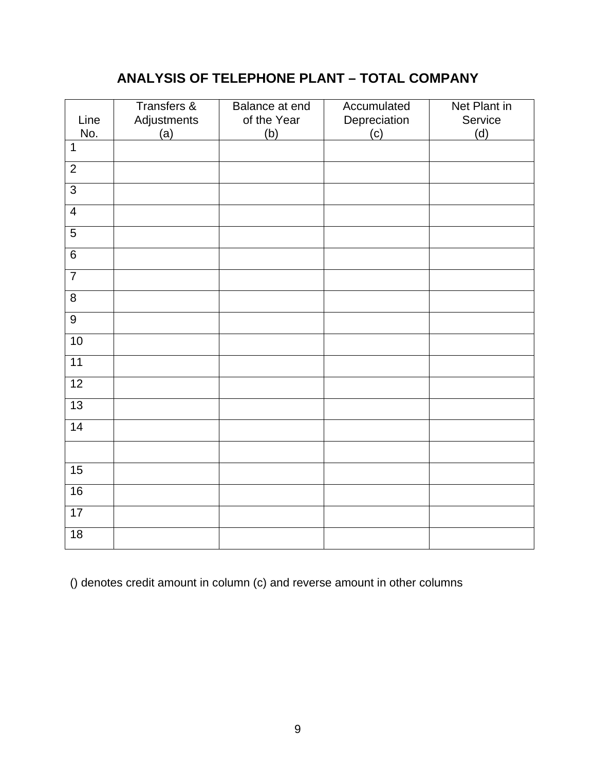# ANALYSIS OF TELEPHONE PLANT – TOTAL COMPANY

| Line No. | Transfers & Adjustments (a) | Balance at end of the Year (b) | Accumulated Depreciation (c) | Net Plant in Service (d) |
|---|---|---|---|---|
| 1 | | | | |
| 2 | | | | |
| 3 | | | | |
| 4 | | | | |
| 5 | | | | |
| 6 | | | | |
| 7 | | | | |
| 8 | | | | |
| 9 | | | | |
| 10 | | | | |
| 11 | | | | |
| 12 | | | | |
| 13 | | | | |
| 14 | | | | |
| | | | | |
| 15 | | | | |
| 16 | | | | |
| 17 | | | | |
| 18 | | | | |

() denotes credit amount in column (c) and reverse amount in other columns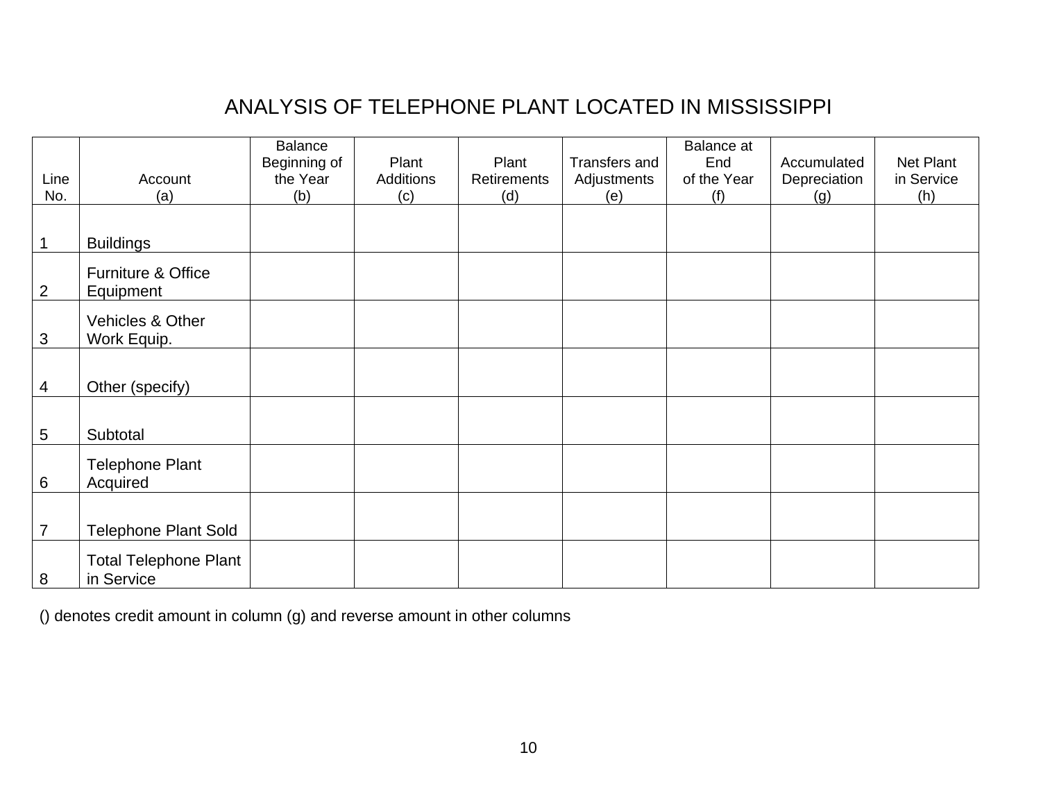# ANALYSIS OF TELEPHONE PLANT LOCATED IN MISSISSIPPI

| Line No. | Account (a) | Balance Beginning of the Year (b) | Plant Additions (c) | Plant Retirements (d) | Transfers and Adjustments (e) | Balance at End of the Year (f) | Accumulated Depreciation (g) | Net Plant in Service (h) |
|---|---|---|---|---|---|---|---|---|
| 1 | Buildings | | | | | | | |
| 2 | Furniture & Office Equipment | | | | | | | |
| 3 | Vehicles & Other Work Equip. | | | | | | | |
| 4 | Other (specify) | | | | | | | |
| 5 | Subtotal | | | | | | | |
| 6 | Telephone Plant Acquired | | | | | | | |
| 7 | Telephone Plant Sold | | | | | | | |
| 8 | Total Telephone Plant in Service | | | | | | | |

() denotes credit amount in column (g) and reverse amount in other columns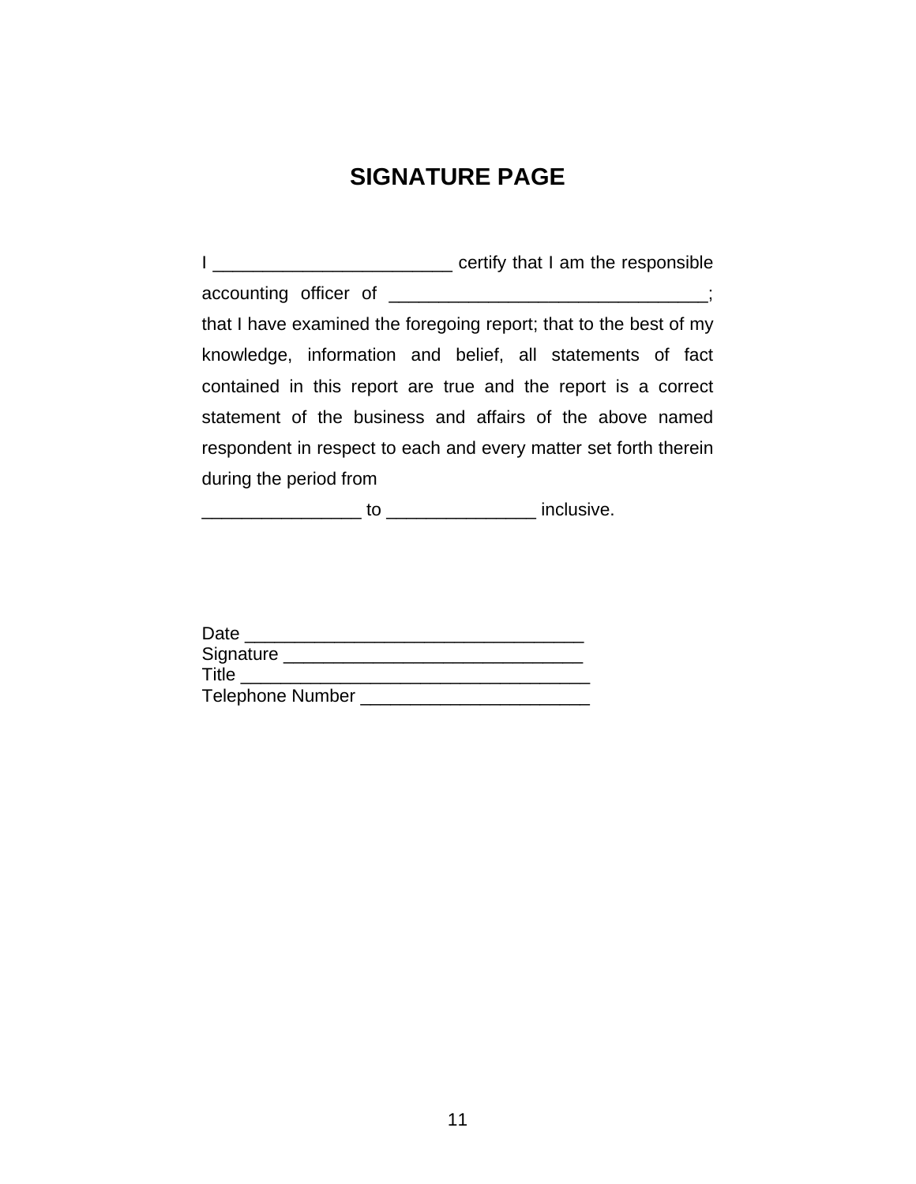# SIGNATURE PAGE

I ________________________ certify that I am the responsible accounting officer of ________________________________; that I have examined the foregoing report; that to the best of my knowledge, information and belief, all statements of fact contained in this report are true and the report is a correct statement of the business and affairs of the above named respondent in respect to each and every matter set forth therein during the period from

________________ to _______________ inclusive.

Date ___________________________________
Signature ______________________________
Title ___________________________________
Telephone Number _______________________